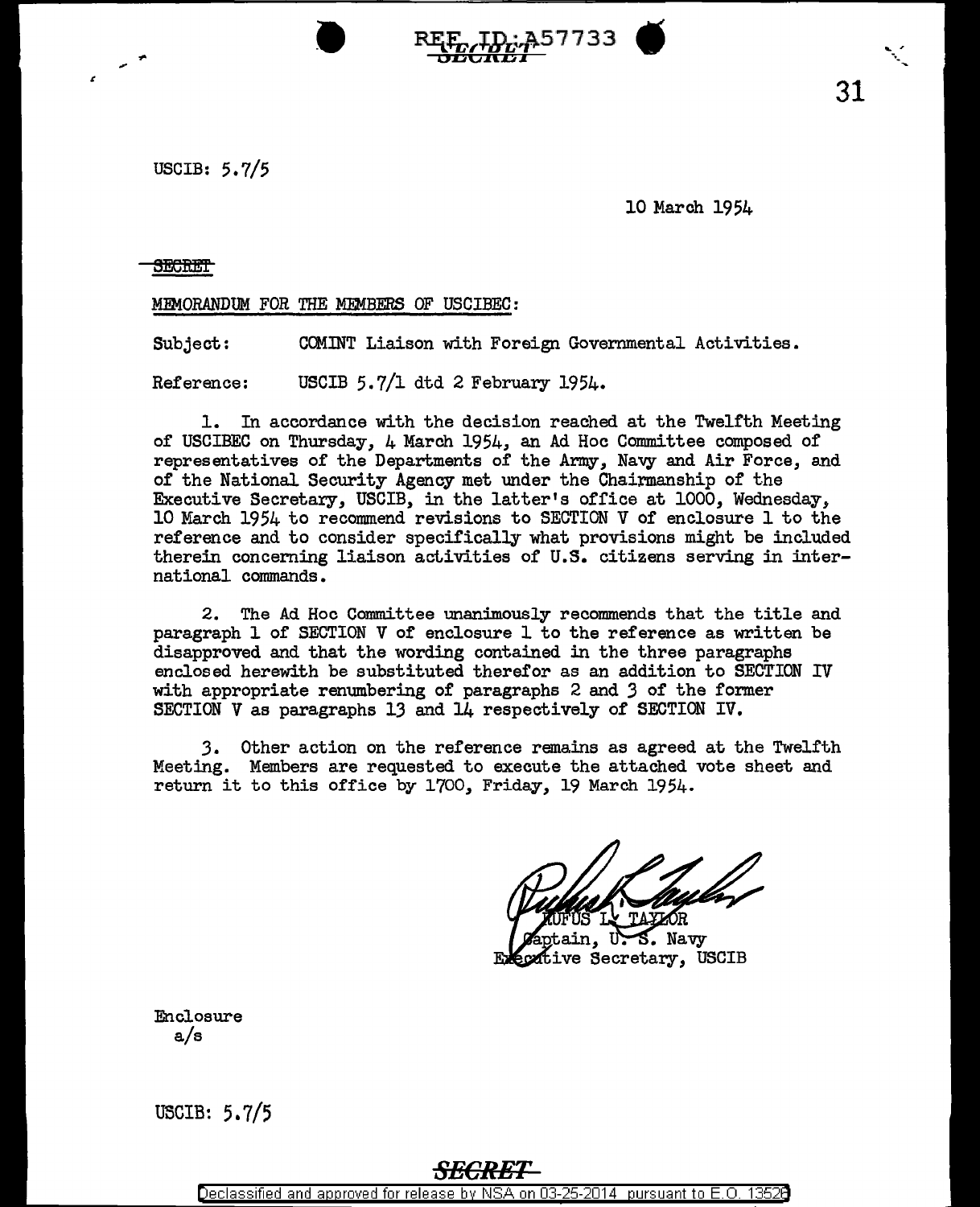USCIB: 5.7/5

10 March 1954

SECRET

MEMORANDUM FOR THE MEMBERS OF USCIBEC:

Subject: COMINT Liaison with Foreign Governmental Activities.

Reference: USCIB 5.7/1 dtd 2 February 1954.

1. In accordance with the decision reached at the Twelfth Meeting of USCIBEC on Thursday, 4 March 1954, an Ad Hoc Committee composed of representatives of the Departments of the Army, Navy and Air Force, and of the National Security Agency met under the Chairmanship of the Executive Secretary, USCIB, in the latter's office at 1000, Wednesday, 10 March 1954 to recommend revisions to SECTION V of enclosure 1 to the reference and to consider specifically what provisions might be included therein concerning liaison activities of U.S. citizens serving in international commands.

2. The Ad Hoc Committee unanimously recommends that the title and paragraph 1 of SECTION V of enclosure 1 to the reference as written be disapproved and that the wording contained in the three paragraphs enclosed herewith be substituted therefor as an addition to SECTION IV with appropriate renumbering of paragraphs 2 and 3 of the former SECTION V as paragraphs 13 and 14 respectively of SECTION IV.

3. Other action on the reference remains as agreed at the Twelfth Meeting. Members are requested to execute the attached vote sheet and return it to this office by 1700, Friday, 19 March 1954.

RUFUS L. TAYLOR
Captain, U. S. Navy
Executive Secretary, USCIB

Enclosure
a/s

USCIB: 5.7/5

SECRET

Declassified and approved for release by NSA on 03-25-2014 pursuant to E.O. 13526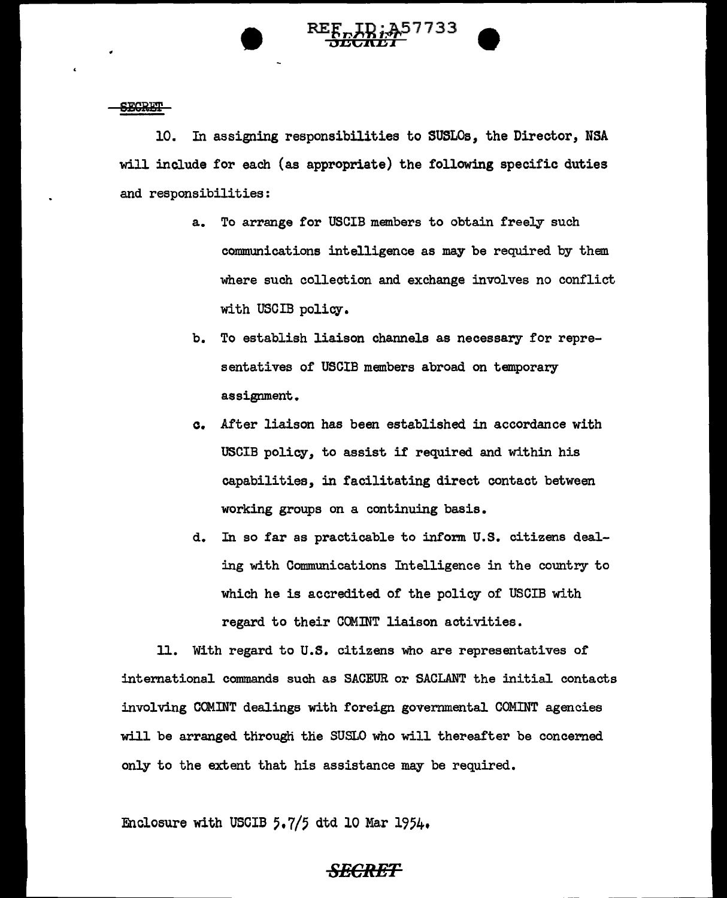SECRET

10. In assigning responsibilities to SUSLOs, the Director, NSA will include for each (as appropriate) the following specific duties and responsibilities:

a. To arrange for USCIB members to obtain freely such communications intelligence as may be required by them where such collection and exchange involves no conflict with USCIB policy.

b. To establish liaison channels as necessary for representatives of USCIB members abroad on temporary assignment.

c. After liaison has been established in accordance with USCIB policy, to assist if required and within his capabilities, in facilitating direct contact between working groups on a continuing basis.

d. In so far as practicable to inform U.S. citizens dealing with Communications Intelligence in the country to which he is accredited of the policy of USCIB with regard to their COMINT liaison activities.

11. With regard to U.S. citizens who are representatives of international commands such as SACEUR or SACLANT the initial contacts involving COMINT dealings with foreign governmental COMINT agencies will be arranged through the SUSLO who will thereafter be concerned only to the extent that his assistance may be required.

Enclosure with USCIB 5.7/5 dtd 10 Mar 1954.

SECRET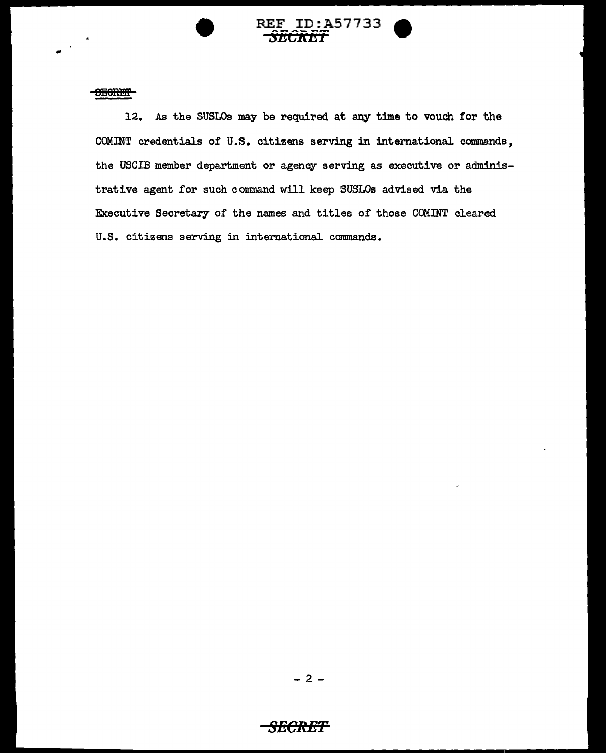SECRET

12. As the SUSLOs may be required at any time to vouch for the COMINT credentials of U.S. citizens serving in international commands, the USCIB member department or agency serving as executive or administrative agent for such command will keep SUSLOs advised via the Executive Secretary of the names and titles of those COMINT cleared U.S. citizens serving in international commands.